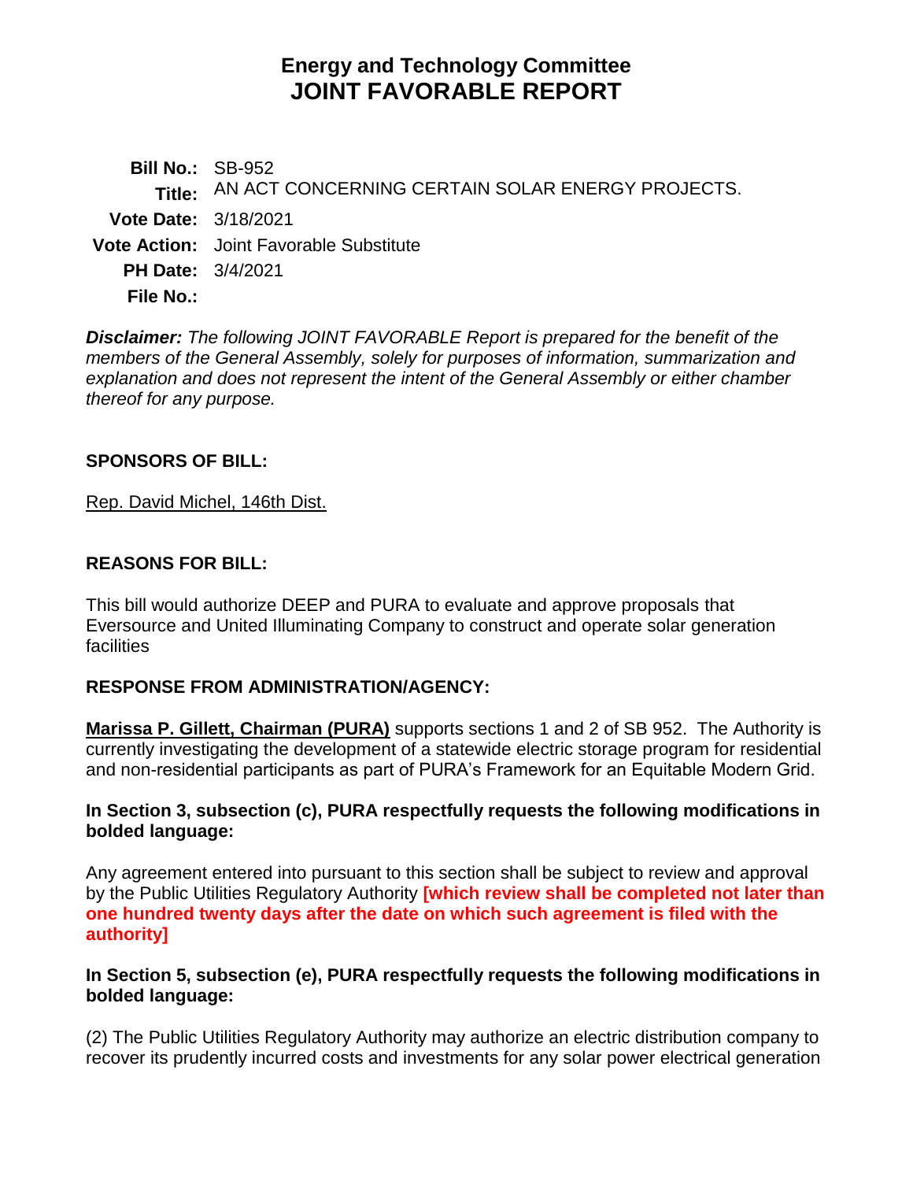# Energy and Technology Committee
# JOINT FAVORABLE REPORT

**Bill No.:** SB-952

**Title:** AN ACT CONCERNING CERTAIN SOLAR ENERGY PROJECTS.

**Vote Date:** 3/18/2021

**Vote Action:** Joint Favorable Substitute

**PH Date:** 3/4/2021

**File No.:**

***Disclaimer:*** *The following JOINT FAVORABLE Report is prepared for the benefit of the members of the General Assembly, solely for purposes of information, summarization and explanation and does not represent the intent of the General Assembly or either chamber thereof for any purpose.*

## SPONSORS OF BILL:

Rep. David Michel, 146th Dist.

## REASONS FOR BILL:

This bill would authorize DEEP and PURA to evaluate and approve proposals that Eversource and United Illuminating Company to construct and operate solar generation facilities

## RESPONSE FROM ADMINISTRATION/AGENCY:

**Marissa P. Gillett, Chairman (PURA)** supports sections 1 and 2 of SB 952. The Authority is currently investigating the development of a statewide electric storage program for residential and non-residential participants as part of PURA's Framework for an Equitable Modern Grid.

**In Section 3, subsection (c), PURA respectfully requests the following modifications in bolded language:**

Any agreement entered into pursuant to this section shall be subject to review and approval by the Public Utilities Regulatory Authority **[which review shall be completed not later than one hundred twenty days after the date on which such agreement is filed with the authority]**

**In Section 5, subsection (e), PURA respectfully requests the following modifications in bolded language:**

(2) The Public Utilities Regulatory Authority may authorize an electric distribution company to recover its prudently incurred costs and investments for any solar power electrical generation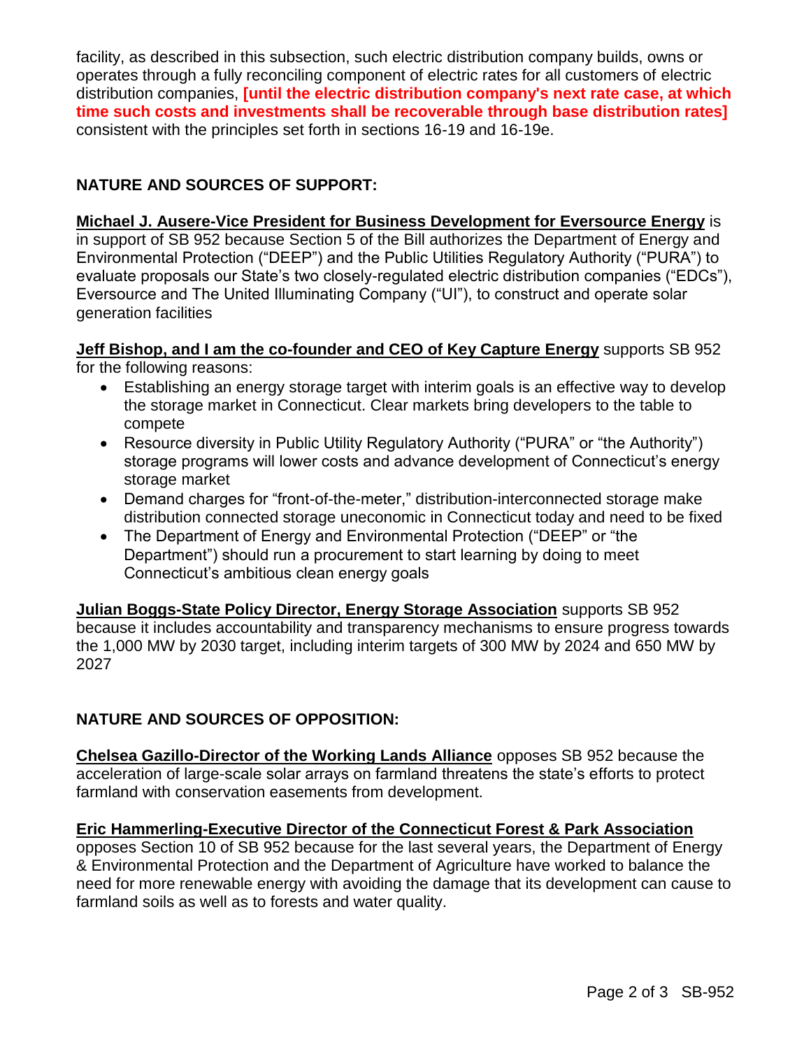facility, as described in this subsection, such electric distribution company builds, owns or operates through a fully reconciling component of electric rates for all customers of electric distribution companies, **[until the electric distribution company's next rate case, at which time such costs and investments shall be recoverable through base distribution rates]** consistent with the principles set forth in sections 16-19 and 16-19e.

## NATURE AND SOURCES OF SUPPORT:

**Michael J. Ausere-Vice President for Business Development for Eversource Energy** is in support of SB 952 because Section 5 of the Bill authorizes the Department of Energy and Environmental Protection ("DEEP") and the Public Utilities Regulatory Authority ("PURA") to evaluate proposals our State's two closely-regulated electric distribution companies ("EDCs"), Eversource and The United Illuminating Company ("UI"), to construct and operate solar generation facilities

**Jeff Bishop, and I am the co-founder and CEO of Key Capture Energy** supports SB 952 for the following reasons:

- Establishing an energy storage target with interim goals is an effective way to develop the storage market in Connecticut. Clear markets bring developers to the table to compete
- Resource diversity in Public Utility Regulatory Authority ("PURA" or "the Authority") storage programs will lower costs and advance development of Connecticut's energy storage market
- Demand charges for "front-of-the-meter," distribution-interconnected storage make distribution connected storage uneconomic in Connecticut today and need to be fixed
- The Department of Energy and Environmental Protection ("DEEP" or "the Department") should run a procurement to start learning by doing to meet Connecticut's ambitious clean energy goals

**Julian Boggs-State Policy Director, Energy Storage Association** supports SB 952 because it includes accountability and transparency mechanisms to ensure progress towards the 1,000 MW by 2030 target, including interim targets of 300 MW by 2024 and 650 MW by 2027

## NATURE AND SOURCES OF OPPOSITION:

**Chelsea Gazillo-Director of the Working Lands Alliance** opposes SB 952 because the acceleration of large-scale solar arrays on farmland threatens the state's efforts to protect farmland with conservation easements from development.

**Eric Hammerling-Executive Director of the Connecticut Forest & Park Association** opposes Section 10 of SB 952 because for the last several years, the Department of Energy & Environmental Protection and the Department of Agriculture have worked to balance the need for more renewable energy with avoiding the damage that its development can cause to farmland soils as well as to forests and water quality.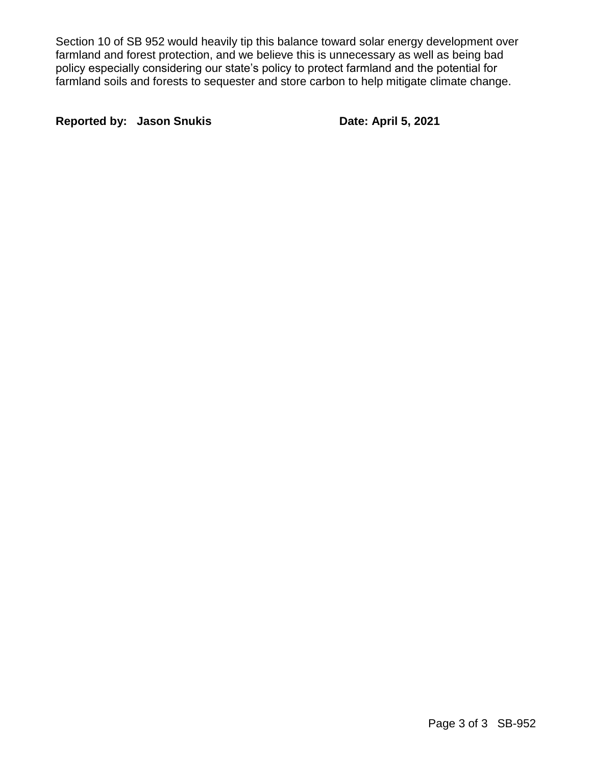Section 10 of SB 952 would heavily tip this balance toward solar energy development over farmland and forest protection, and we believe this is unnecessary as well as being bad policy especially considering our state's policy to protect farmland and the potential for farmland soils and forests to sequester and store carbon to help mitigate climate change.

**Reported by: Jason Snukis** **Date: April 5, 2021**